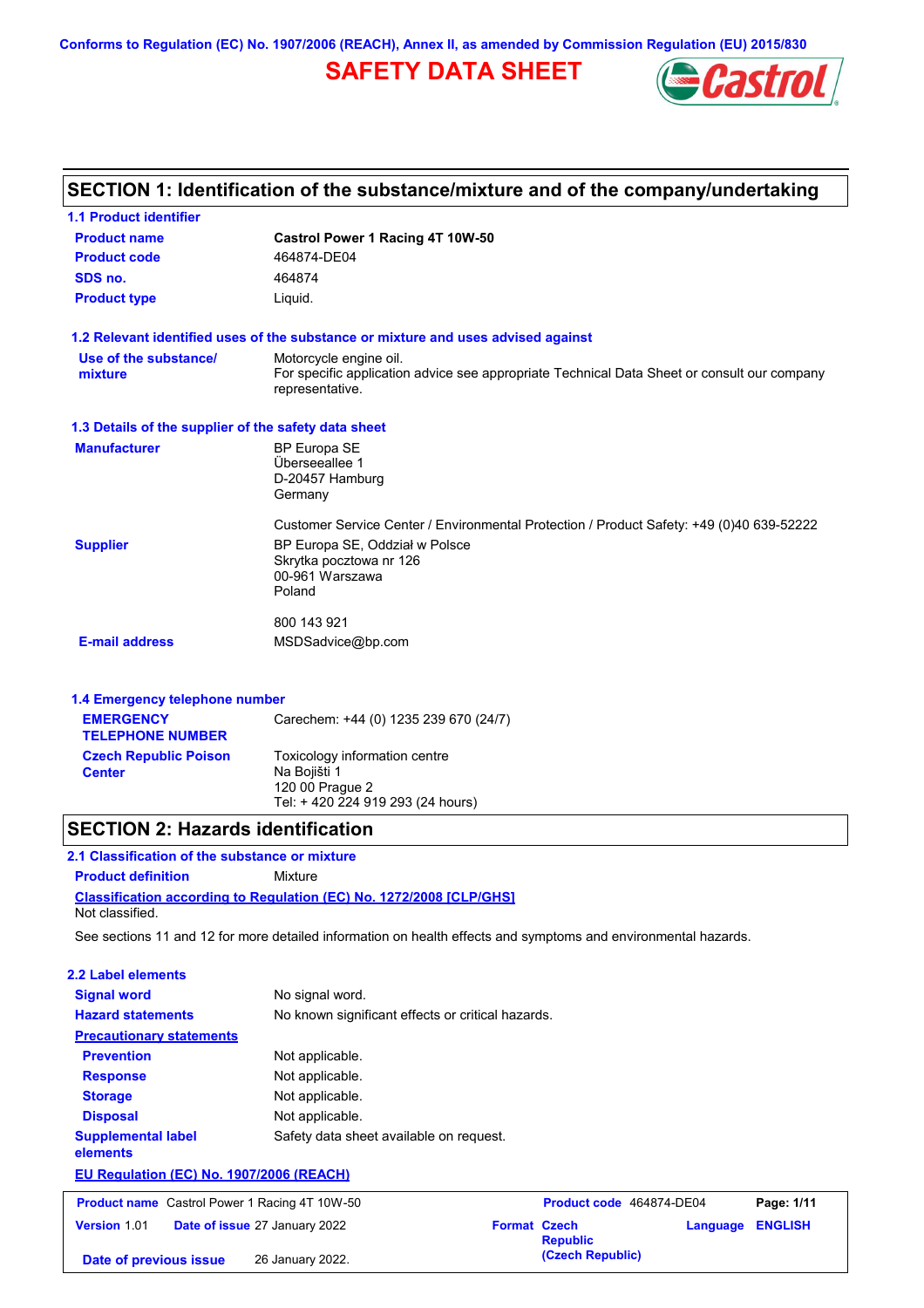Conforms to Regulation (EC) No. 1907/2006 (REACH), Annex II, as amended by Commission Regulation (EU) 2015/830

# SAFETY DATA SHEET

## SECTION 1: Identification of the substance/mixture and of the company/undertaking

### 1.1 Product identifier

| | |
|---|---|
| **Product name** | **Castrol Power 1 Racing 4T 10W-50** |
| **Product code** | 464874-DE04 |
| **SDS no.** | 464874 |
| **Product type** | Liquid. |

### 1.2 Relevant identified uses of the substance or mixture and uses advised against

| | |
|---|---|
| **Use of the substance/ mixture** | Motorcycle engine oil.<br>For specific application advice see appropriate Technical Data Sheet or consult our company representative. |

### 1.3 Details of the supplier of the safety data sheet

| | |
|---|---|
| **Manufacturer** | BP Europa SE<br>Überseeallee 1<br>D-20457 Hamburg<br>Germany<br><br>Customer Service Center / Environmental Protection / Product Safety: +49 (0)40 639-52222 |
| **Supplier** | BP Europa SE, Oddział w Polsce<br>Skrytka pocztowa nr 126<br>00-961 Warszawa<br>Poland<br><br>800 143 921 |
| **E-mail address** | MSDSadvice@bp.com |

### 1.4 Emergency telephone number

| | |
|---|---|
| **EMERGENCY TELEPHONE NUMBER** | Carechem: +44 (0) 1235 239 670 (24/7) |
| **Czech Republic Poison Center** | Toxicology information centre<br>Na Bojišti 1<br>120 00 Prague 2<br>Tel: + 420 224 919 293 (24 hours) |

## SECTION 2: Hazards identification

### 2.1 Classification of the substance or mixture

**Product definition** Mixture

**Classification according to Regulation (EC) No. 1272/2008 [CLP/GHS]**

Not classified.

See sections 11 and 12 for more detailed information on health effects and symptoms and environmental hazards.

### 2.2 Label elements

| | |
|---|---|
| **Signal word** | No signal word. |
| **Hazard statements** | No known significant effects or critical hazards. |
| **Precautionary statements** | |
| **Prevention** | Not applicable. |
| **Response** | Not applicable. |
| **Storage** | Not applicable. |
| **Disposal** | Not applicable. |
| **Supplemental label elements** | Safety data sheet available on request. |

**EU Regulation (EC) No. 1907/2006 (REACH)**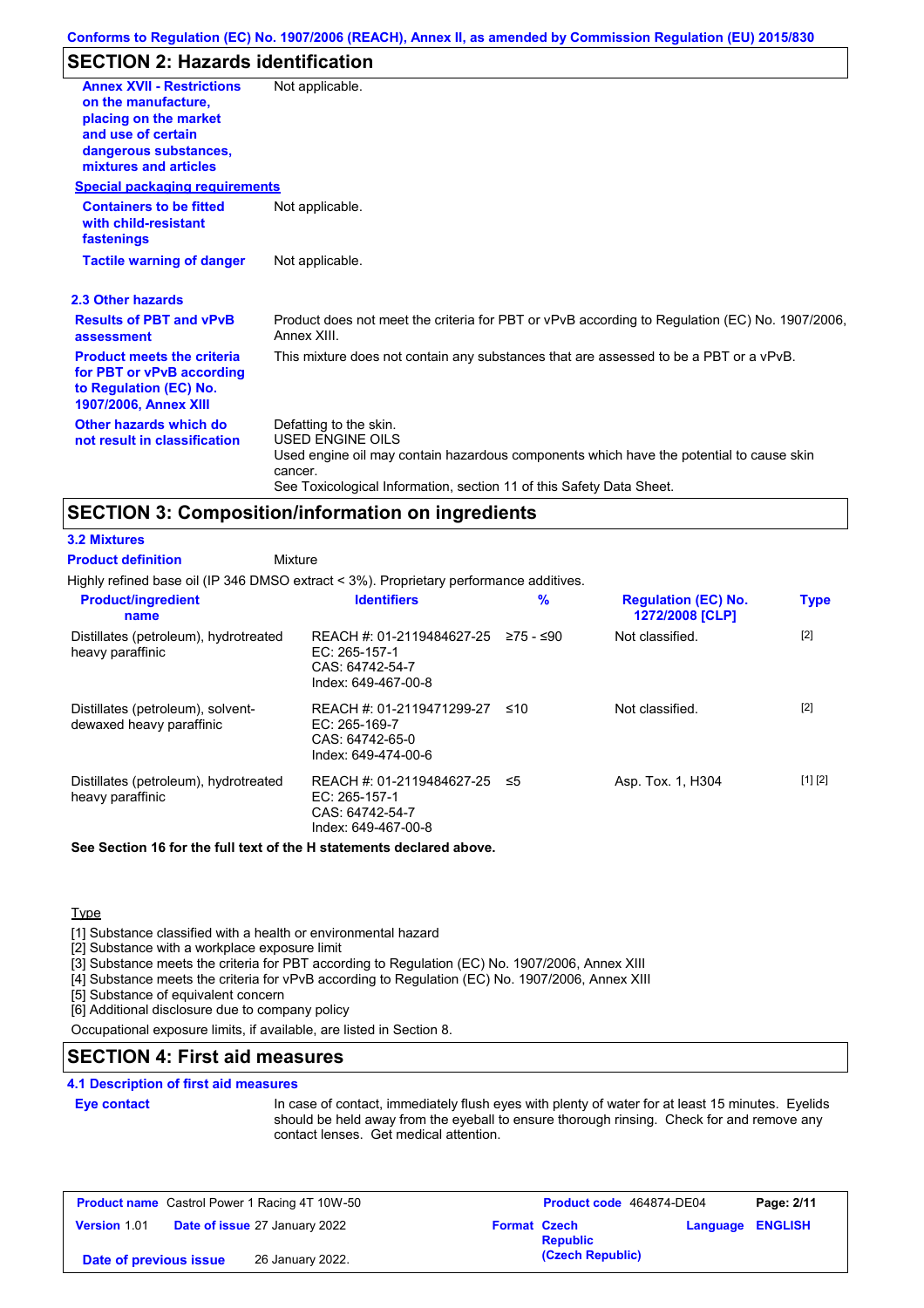## SECTION 2: Hazards identification

| | |
|---|---|
| **Annex XVII - Restrictions on the manufacture, placing on the market and use of certain dangerous substances, mixtures and articles** | Not applicable. |

**Special packaging requirements**

| | |
|---|---|
| **Containers to be fitted with child-resistant fastenings** | Not applicable. |
| **Tactile warning of danger** | Not applicable. |

### 2.3 Other hazards

| | |
|---|---|
| **Results of PBT and vPvB assessment** | Product does not meet the criteria for PBT or vPvB according to Regulation (EC) No. 1907/2006, Annex XIII. |
| **Product meets the criteria for PBT or vPvB according to Regulation (EC) No. 1907/2006, Annex XIII** | This mixture does not contain any substances that are assessed to be a PBT or a vPvB. |
| **Other hazards which do not result in classification** | Defatting to the skin.<br>USED ENGINE OILS<br>Used engine oil may contain hazardous components which have the potential to cause skin cancer.<br>See Toxicological Information, section 11 of this Safety Data Sheet. |

## SECTION 3: Composition/information on ingredients

### 3.2 Mixtures

**Product definition** Mixture

Highly refined base oil (IP 346 DMSO extract < 3%). Proprietary performance additives.

| Product/ingredient name | Identifiers | % | Regulation (EC) No. 1272/2008 [CLP] | Type |
|---|---|---|---|---|
| Distillates (petroleum), hydrotreated heavy paraffinic | REACH #: 01-2119484627-25<br>EC: 265-157-1<br>CAS: 64742-54-7<br>Index: 649-467-00-8 | ≥75 - ≤90 | Not classified. | [2] |
| Distillates (petroleum), solvent-dewaxed heavy paraffinic | REACH #: 01-2119471299-27<br>EC: 265-169-7<br>CAS: 64742-65-0<br>Index: 649-474-00-6 | ≤10 | Not classified. | [2] |
| Distillates (petroleum), hydrotreated heavy paraffinic | REACH #: 01-2119484627-25<br>EC: 265-157-1<br>CAS: 64742-54-7<br>Index: 649-467-00-8 | ≤5 | Asp. Tox. 1, H304 | [1] [2] |

**See Section 16 for the full text of the H statements declared above.**

Type

[1] Substance classified with a health or environmental hazard
[2] Substance with a workplace exposure limit
[3] Substance meets the criteria for PBT according to Regulation (EC) No. 1907/2006, Annex XIII
[4] Substance meets the criteria for vPvB according to Regulation (EC) No. 1907/2006, Annex XIII
[5] Substance of equivalent concern
[6] Additional disclosure due to company policy

Occupational exposure limits, if available, are listed in Section 8.

## SECTION 4: First aid measures

### 4.1 Description of first aid measures

| | |
|---|---|
| **Eye contact** | In case of contact, immediately flush eyes with plenty of water for at least 15 minutes. Eyelids should be held away from the eyeball to ensure thorough rinsing. Check for and remove any contact lenses. Get medical attention. |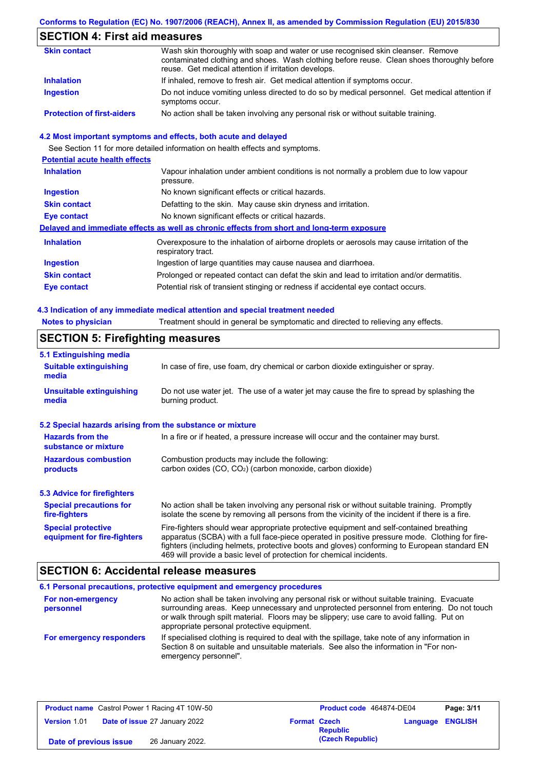## SECTION 4: First aid measures

| | |
|---|---|
| **Skin contact** | Wash skin thoroughly with soap and water or use recognised skin cleanser. Remove contaminated clothing and shoes. Wash clothing before reuse. Clean shoes thoroughly before reuse. Get medical attention if irritation develops. |
| **Inhalation** | If inhaled, remove to fresh air. Get medical attention if symptoms occur. |
| **Ingestion** | Do not induce vomiting unless directed to do so by medical personnel. Get medical attention if symptoms occur. |
| **Protection of first-aiders** | No action shall be taken involving any personal risk or without suitable training. |

### 4.2 Most important symptoms and effects, both acute and delayed

See Section 11 for more detailed information on health effects and symptoms.

**Potential acute health effects**

| | |
|---|---|
| **Inhalation** | Vapour inhalation under ambient conditions is not normally a problem due to low vapour pressure. |
| **Ingestion** | No known significant effects or critical hazards. |
| **Skin contact** | Defatting to the skin. May cause skin dryness and irritation. |
| **Eye contact** | No known significant effects or critical hazards. |

**Delayed and immediate effects as well as chronic effects from short and long-term exposure**

| | |
|---|---|
| **Inhalation** | Overexposure to the inhalation of airborne droplets or aerosols may cause irritation of the respiratory tract. |
| **Ingestion** | Ingestion of large quantities may cause nausea and diarrhoea. |
| **Skin contact** | Prolonged or repeated contact can defat the skin and lead to irritation and/or dermatitis. |
| **Eye contact** | Potential risk of transient stinging or redness if accidental eye contact occurs. |

### 4.3 Indication of any immediate medical attention and special treatment needed

| | |
|---|---|
| **Notes to physician** | Treatment should in general be symptomatic and directed to relieving any effects. |

## SECTION 5: Firefighting measures

### 5.1 Extinguishing media

| | |
|---|---|
| **Suitable extinguishing media** | In case of fire, use foam, dry chemical or carbon dioxide extinguisher or spray. |
| **Unsuitable extinguishing media** | Do not use water jet. The use of a water jet may cause the fire to spread by splashing the burning product. |

### 5.2 Special hazards arising from the substance or mixture

| | |
|---|---|
| **Hazards from the substance or mixture** | In a fire or if heated, a pressure increase will occur and the container may burst. |
| **Hazardous combustion products** | Combustion products may include the following: carbon oxides (CO, $CO_2$) (carbon monoxide, carbon dioxide) |

### 5.3 Advice for firefighters

| | |
|---|---|
| **Special precautions for fire-fighters** | No action shall be taken involving any personal risk or without suitable training. Promptly isolate the scene by removing all persons from the vicinity of the incident if there is a fire. |
| **Special protective equipment for fire-fighters** | Fire-fighters should wear appropriate protective equipment and self-contained breathing apparatus (SCBA) with a full face-piece operated in positive pressure mode. Clothing for fire-fighters (including helmets, protective boots and gloves) conforming to European standard EN 469 will provide a basic level of protection for chemical incidents. |

## SECTION 6: Accidental release measures

### 6.1 Personal precautions, protective equipment and emergency procedures

| | |
|---|---|
| **For non-emergency personnel** | No action shall be taken involving any personal risk or without suitable training. Evacuate surrounding areas. Keep unnecessary and unprotected personnel from entering. Do not touch or walk through spilt material. Floors may be slippery; use care to avoid falling. Put on appropriate personal protective equipment. |
| **For emergency responders** | If specialised clothing is required to deal with the spillage, take note of any information in Section 8 on suitable and unsuitable materials. See also the information in "For non-emergency personnel". |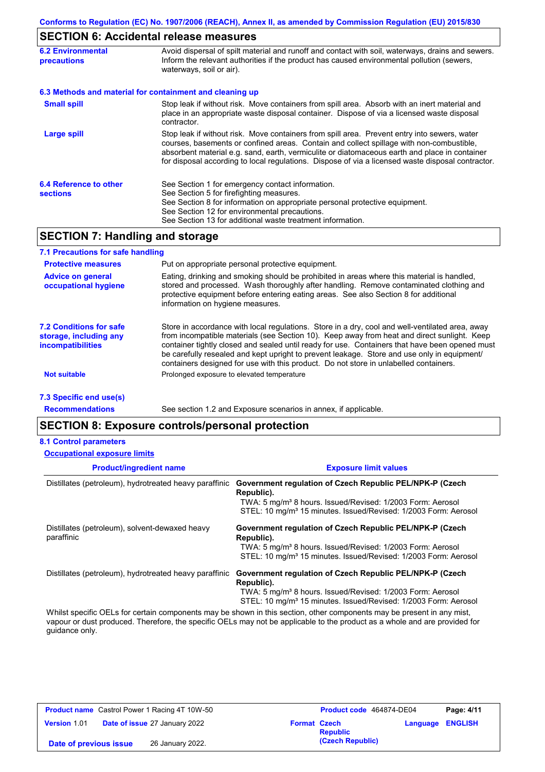## SECTION 6: Accidental release measures

**6.2 Environmental precautions**

Avoid dispersal of spilt material and runoff and contact with soil, waterways, drains and sewers. Inform the relevant authorities if the product has caused environmental pollution (sewers, waterways, soil or air).

### 6.3 Methods and material for containment and cleaning up

**Small spill**

Stop leak if without risk. Move containers from spill area. Absorb with an inert material and place in an appropriate waste disposal container. Dispose of via a licensed waste disposal contractor.

**Large spill**

Stop leak if without risk. Move containers from spill area. Prevent entry into sewers, water courses, basements or confined areas. Contain and collect spillage with non-combustible, absorbent material e.g. sand, earth, vermiculite or diatomaceous earth and place in container for disposal according to local regulations. Dispose of via a licensed waste disposal contractor.

**6.4 Reference to other sections**

See Section 1 for emergency contact information.
See Section 5 for firefighting measures.
See Section 8 for information on appropriate personal protective equipment.
See Section 12 for environmental precautions.
See Section 13 for additional waste treatment information.

## SECTION 7: Handling and storage

### 7.1 Precautions for safe handling

**Protective measures**

Put on appropriate personal protective equipment.

**Advice on general occupational hygiene**

Eating, drinking and smoking should be prohibited in areas where this material is handled, stored and processed. Wash thoroughly after handling. Remove contaminated clothing and protective equipment before entering eating areas. See also Section 8 for additional information on hygiene measures.

**7.2 Conditions for safe storage, including any incompatibilities**

Store in accordance with local regulations. Store in a dry, cool and well-ventilated area, away from incompatible materials (see Section 10). Keep away from heat and direct sunlight. Keep container tightly closed and sealed until ready for use. Containers that have been opened must be carefully resealed and kept upright to prevent leakage. Store and use only in equipment/containers designed for use with this product. Do not store in unlabelled containers.

**Not suitable**

Prolonged exposure to elevated temperature

### 7.3 Specific end use(s)

**Recommendations**

See section 1.2 and Exposure scenarios in annex, if applicable.

## SECTION 8: Exposure controls/personal protection

### 8.1 Control parameters

**Occupational exposure limits**

| Product/ingredient name | Exposure limit values |
|---|---|
| Distillates (petroleum), hydrotreated heavy paraffinic | **Government regulation of Czech Republic PEL/NPK-P (Czech Republic).**<br>TWA: 5 mg/m³ 8 hours. Issued/Revised: 1/2003 Form: Aerosol<br>STEL: 10 mg/m³ 15 minutes. Issued/Revised: 1/2003 Form: Aerosol |
| Distillates (petroleum), solvent-dewaxed heavy paraffinic | **Government regulation of Czech Republic PEL/NPK-P (Czech Republic).**<br>TWA: 5 mg/m³ 8 hours. Issued/Revised: 1/2003 Form: Aerosol<br>STEL: 10 mg/m³ 15 minutes. Issued/Revised: 1/2003 Form: Aerosol |
| Distillates (petroleum), hydrotreated heavy paraffinic | **Government regulation of Czech Republic PEL/NPK-P (Czech Republic).**<br>TWA: 5 mg/m³ 8 hours. Issued/Revised: 1/2003 Form: Aerosol<br>STEL: 10 mg/m³ 15 minutes. Issued/Revised: 1/2003 Form: Aerosol |

Whilst specific OELs for certain components may be shown in this section, other components may be present in any mist, vapour or dust produced. Therefore, the specific OELs may not be applicable to the product as a whole and are provided for guidance only.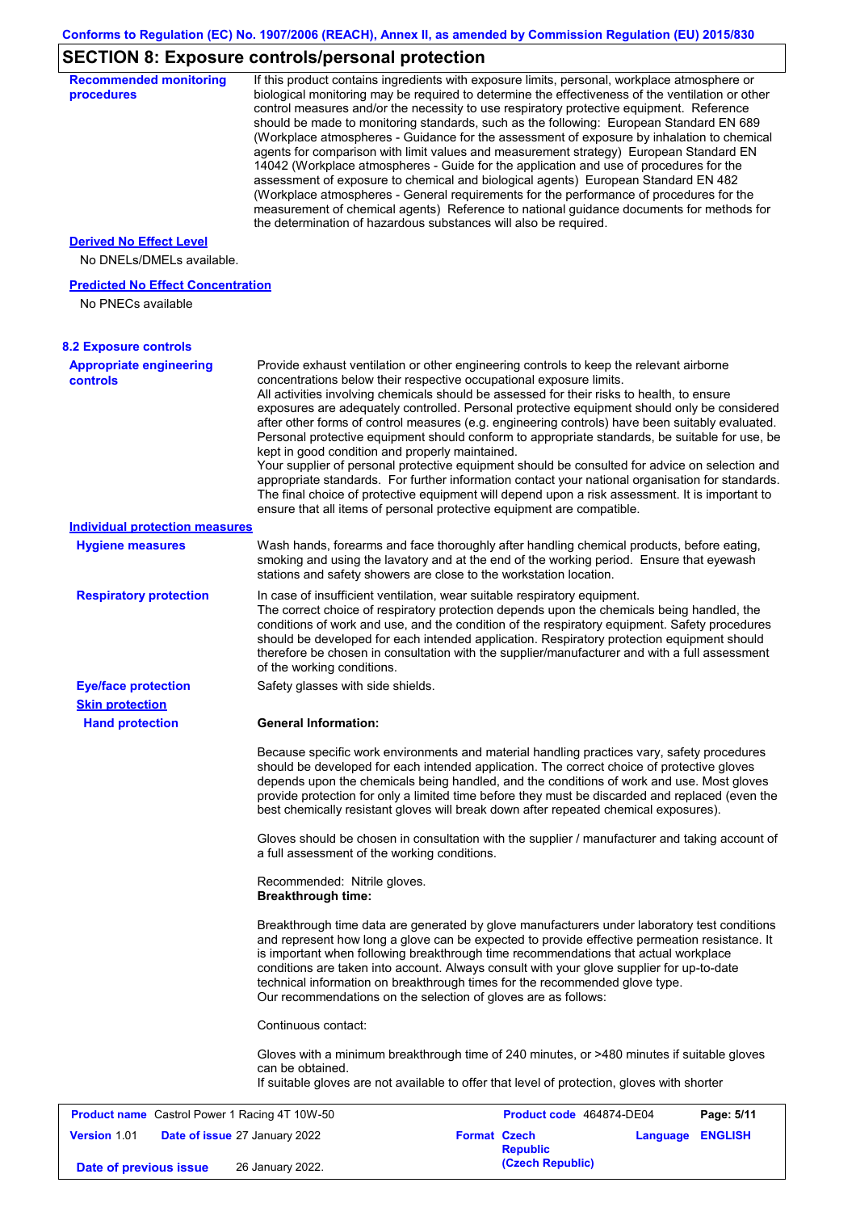## SECTION 8: Exposure controls/personal protection

**Recommended monitoring procedures**

If this product contains ingredients with exposure limits, personal, workplace atmosphere or biological monitoring may be required to determine the effectiveness of the ventilation or other control measures and/or the necessity to use respiratory protective equipment. Reference should be made to monitoring standards, such as the following: European Standard EN 689 (Workplace atmospheres - Guidance for the assessment of exposure by inhalation to chemical agents for comparison with limit values and measurement strategy) European Standard EN 14042 (Workplace atmospheres - Guide for the application and use of procedures for the assessment of exposure to chemical and biological agents) European Standard EN 482 (Workplace atmospheres - General requirements for the performance of procedures for the measurement of chemical agents) Reference to national guidance documents for methods for the determination of hazardous substances will also be required.

**Derived No Effect Level**

No DNELs/DMELs available.

**Predicted No Effect Concentration**

No PNECs available

### 8.2 Exposure controls

**Appropriate engineering controls**

Provide exhaust ventilation or other engineering controls to keep the relevant airborne concentrations below their respective occupational exposure limits.
All activities involving chemicals should be assessed for their risks to health, to ensure exposures are adequately controlled. Personal protective equipment should only be considered after other forms of control measures (e.g. engineering controls) have been suitably evaluated. Personal protective equipment should conform to appropriate standards, be suitable for use, be kept in good condition and properly maintained.
Your supplier of personal protective equipment should be consulted for advice on selection and appropriate standards. For further information contact your national organisation for standards. The final choice of protective equipment will depend upon a risk assessment. It is important to ensure that all items of personal protective equipment are compatible.

**Individual protection measures**

**Hygiene measures**

Wash hands, forearms and face thoroughly after handling chemical products, before eating, smoking and using the lavatory and at the end of the working period. Ensure that eyewash stations and safety showers are close to the workstation location.

**Respiratory protection**

In case of insufficient ventilation, wear suitable respiratory equipment.
The correct choice of respiratory protection depends upon the chemicals being handled, the conditions of work and use, and the condition of the respiratory equipment. Safety procedures should be developed for each intended application. Respiratory protection equipment should therefore be chosen in consultation with the supplier/manufacturer and with a full assessment of the working conditions.

**Eye/face protection**

Safety glasses with side shields.

**Skin protection**

**Hand protection**

**General Information:**

Because specific work environments and material handling practices vary, safety procedures should be developed for each intended application. The correct choice of protective gloves depends upon the chemicals being handled, and the conditions of work and use. Most gloves provide protection for only a limited time before they must be discarded and replaced (even the best chemically resistant gloves will break down after repeated chemical exposures).

Gloves should be chosen in consultation with the supplier / manufacturer and taking account of a full assessment of the working conditions.

Recommended: Nitrile gloves.
**Breakthrough time:**

Breakthrough time data are generated by glove manufacturers under laboratory test conditions and represent how long a glove can be expected to provide effective permeation resistance. It is important when following breakthrough time recommendations that actual workplace conditions are taken into account. Always consult with your glove supplier for up-to-date technical information on breakthrough times for the recommended glove type.
Our recommendations on the selection of gloves are as follows:

Continuous contact:

Gloves with a minimum breakthrough time of 240 minutes, or >480 minutes if suitable gloves can be obtained.
If suitable gloves are not available to offer that level of protection, gloves with shorter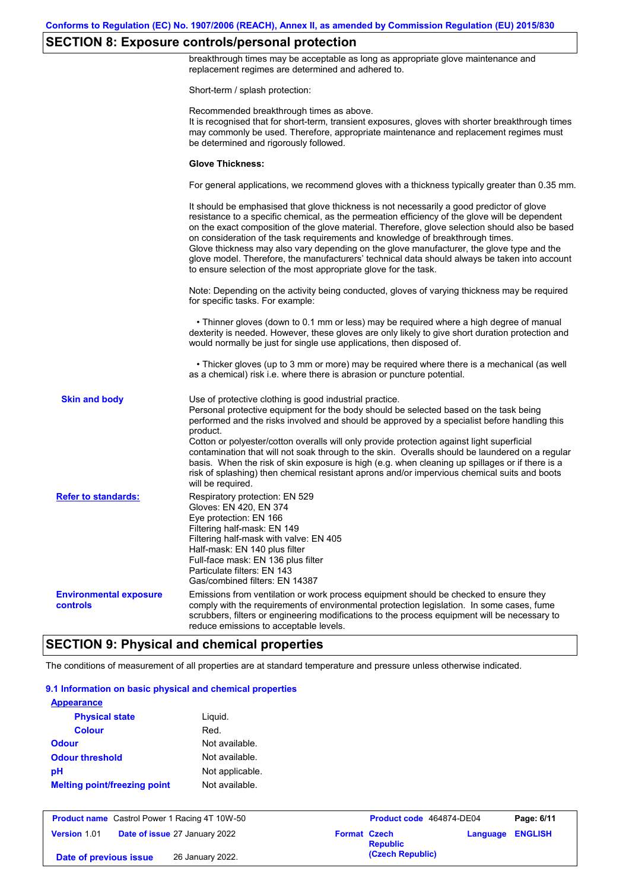## SECTION 8: Exposure controls/personal protection

breakthrough times may be acceptable as long as appropriate glove maintenance and replacement regimes are determined and adhered to.

Short-term / splash protection:

Recommended breakthrough times as above.
It is recognised that for short-term, transient exposures, gloves with shorter breakthrough times may commonly be used. Therefore, appropriate maintenance and replacement regimes must be determined and rigorously followed.

**Glove Thickness:**

For general applications, we recommend gloves with a thickness typically greater than 0.35 mm.

It should be emphasised that glove thickness is not necessarily a good predictor of glove resistance to a specific chemical, as the permeation efficiency of the glove will be dependent on the exact composition of the glove material. Therefore, glove selection should also be based on consideration of the task requirements and knowledge of breakthrough times.
Glove thickness may also vary depending on the glove manufacturer, the glove type and the glove model. Therefore, the manufacturers' technical data should always be taken into account to ensure selection of the most appropriate glove for the task.

Note: Depending on the activity being conducted, gloves of varying thickness may be required for specific tasks. For example:

- Thinner gloves (down to 0.1 mm or less) may be required where a high degree of manual dexterity is needed. However, these gloves are only likely to give short duration protection and would normally be just for single use applications, then disposed of.
- Thicker gloves (up to 3 mm or more) may be required where there is a mechanical (as well as a chemical) risk i.e. where there is abrasion or puncture potential.

**Skin and body**

Use of protective clothing is good industrial practice.
Personal protective equipment for the body should be selected based on the task being performed and the risks involved and should be approved by a specialist before handling this product.
Cotton or polyester/cotton overalls will only provide protection against light superficial contamination that will not soak through to the skin. Overalls should be laundered on a regular basis. When the risk of skin exposure is high (e.g. when cleaning up spillages or if there is a risk of splashing) then chemical resistant aprons and/or impervious chemical suits and boots will be required.

**Refer to standards:**

Respiratory protection: EN 529
Gloves: EN 420, EN 374
Eye protection: EN 166
Filtering half-mask: EN 149
Filtering half-mask with valve: EN 405
Half-mask: EN 140 plus filter
Full-face mask: EN 136 plus filter
Particulate filters: EN 143
Gas/combined filters: EN 14387

**Environmental exposure controls**

Emissions from ventilation or work process equipment should be checked to ensure they comply with the requirements of environmental protection legislation. In some cases, fume scrubbers, filters or engineering modifications to the process equipment will be necessary to reduce emissions to acceptable levels.

## SECTION 9: Physical and chemical properties

The conditions of measurement of all properties are at standard temperature and pressure unless otherwise indicated.

### 9.1 Information on basic physical and chemical properties

**Appearance**

| | |
|---|---|
| **Physical state** | Liquid. |
| **Colour** | Red. |
| **Odour** | Not available. |
| **Odour threshold** | Not available. |
| **pH** | Not applicable. |
| **Melting point/freezing point** | Not available. |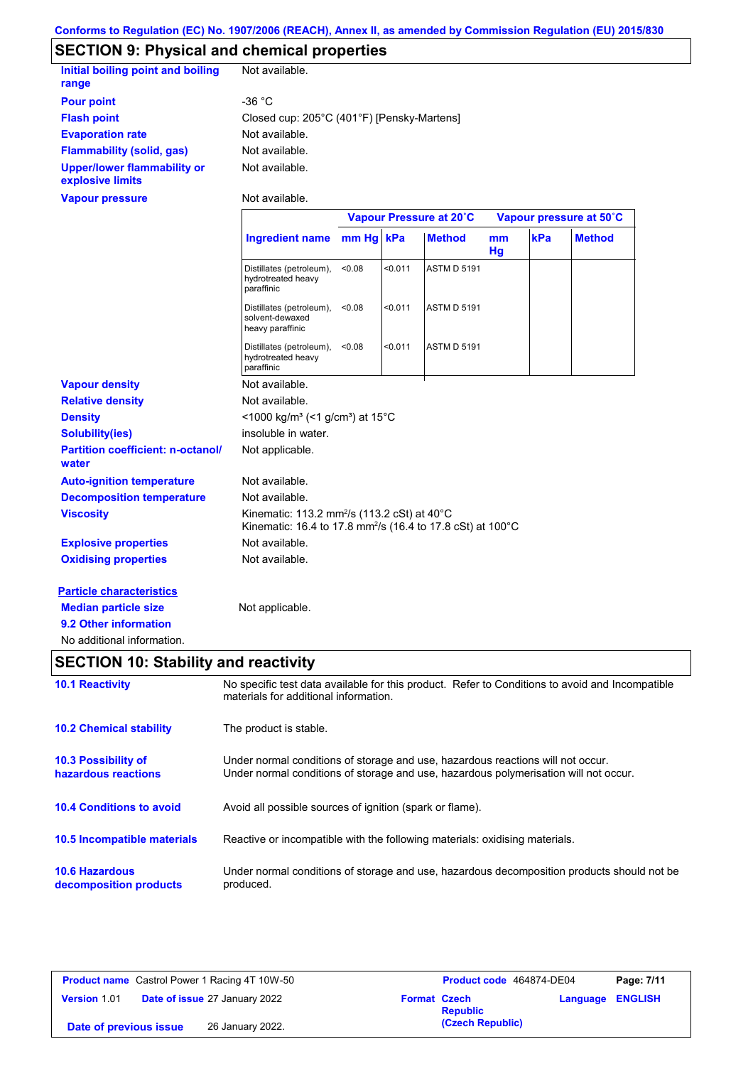Conforms to Regulation (EC) No. 1907/2006 (REACH), Annex II, as amended by Commission Regulation (EU) 2015/830

## SECTION 9: Physical and chemical properties

| | |
|---|---|
| **Initial boiling point and boiling range** | Not available. |
| **Pour point** | -36 °C |
| **Flash point** | Closed cup: 205°C (401°F) [Pensky-Martens] |
| **Evaporation rate** | Not available. |
| **Flammability (solid, gas)** | Not available. |
| **Upper/lower flammability or explosive limits** | Not available. |
| **Vapour pressure** | Not available. |

| | Vapour Pressure at 20˚C | | | Vapour pressure at 50˚C | | |
|---|---|---|---|---|---|---|
| **Ingredient name** | **mm Hg** | **kPa** | **Method** | **mm Hg** | **kPa** | **Method** |
| Distillates (petroleum), hydrotreated heavy paraffinic | <0.08 | <0.011 | ASTM D 5191 | | | |
| Distillates (petroleum), solvent-dewaxed heavy paraffinic | <0.08 | <0.011 | ASTM D 5191 | | | |
| Distillates (petroleum), hydrotreated heavy paraffinic | <0.08 | <0.011 | ASTM D 5191 | | | |

| | |
|---|---|
| **Vapour density** | Not available. |
| **Relative density** | Not available. |
| **Density** | <1000 kg/m³ (<1 g/cm³) at 15°C |
| **Solubility(ies)** | insoluble in water. |
| **Partition coefficient: n-octanol/ water** | Not applicable. |
| **Auto-ignition temperature** | Not available. |
| **Decomposition temperature** | Not available. |
| **Viscosity** | Kinematic: 113.2 mm²/s (113.2 cSt) at 40°C<br>Kinematic: 16.4 to 17.8 mm²/s (16.4 to 17.8 cSt) at 100°C |
| **Explosive properties** | Not available. |
| **Oxidising properties** | Not available. |

**Particle characteristics**

**Median particle size** Not applicable.

**9.2 Other information**

No additional information.

## SECTION 10: Stability and reactivity

| | |
|---|---|
| **10.1 Reactivity** | No specific test data available for this product. Refer to Conditions to avoid and Incompatible materials for additional information. |
| **10.2 Chemical stability** | The product is stable. |
| **10.3 Possibility of hazardous reactions** | Under normal conditions of storage and use, hazardous reactions will not occur.<br>Under normal conditions of storage and use, hazardous polymerisation will not occur. |
| **10.4 Conditions to avoid** | Avoid all possible sources of ignition (spark or flame). |
| **10.5 Incompatible materials** | Reactive or incompatible with the following materials: oxidising materials. |
| **10.6 Hazardous decomposition products** | Under normal conditions of storage and use, hazardous decomposition products should not be produced. |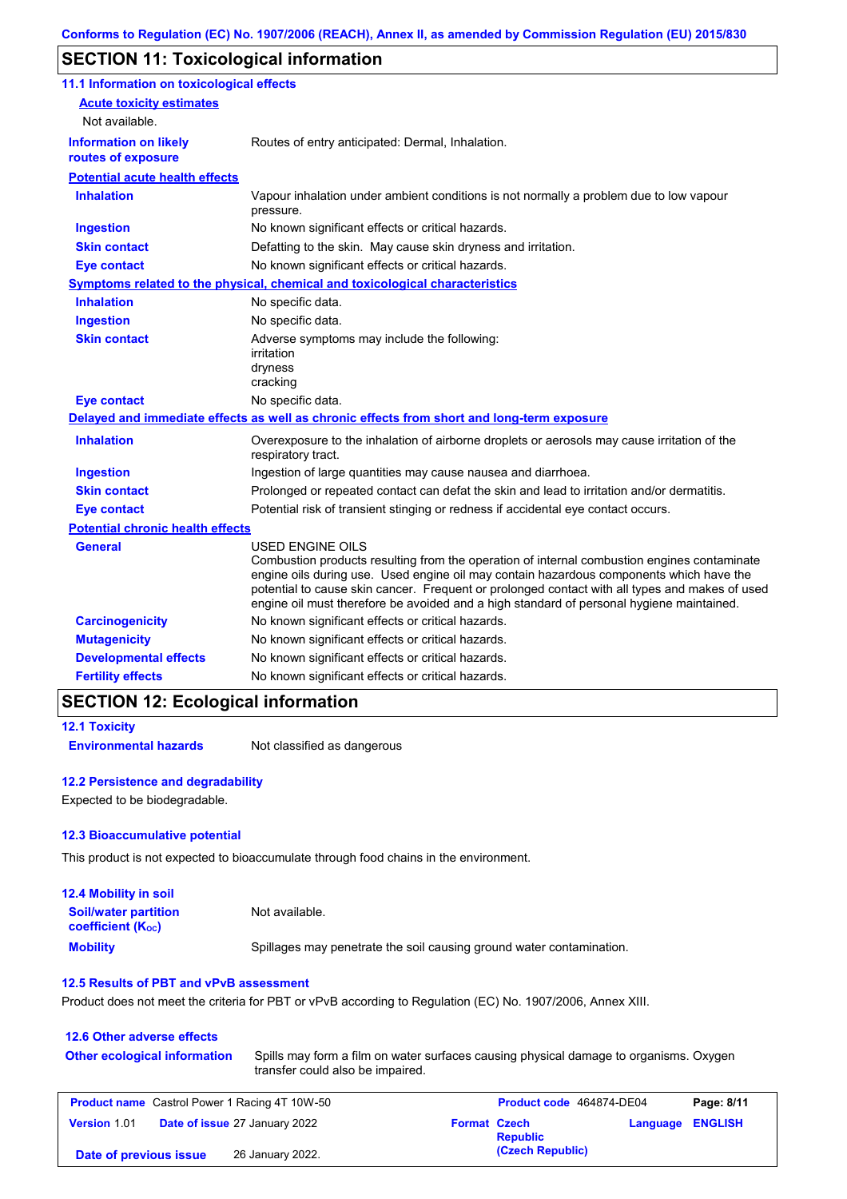## SECTION 11: Toxicological information

### 11.1 Information on toxicological effects

**Acute toxicity estimates**

Not available.

| | |
|---|---|
| **Information on likely routes of exposure** | Routes of entry anticipated: Dermal, Inhalation. |

**Potential acute health effects**

| | |
|---|---|
| **Inhalation** | Vapour inhalation under ambient conditions is not normally a problem due to low vapour pressure. |
| **Ingestion** | No known significant effects or critical hazards. |
| **Skin contact** | Defatting to the skin. May cause skin dryness and irritation. |
| **Eye contact** | No known significant effects or critical hazards. |

**Symptoms related to the physical, chemical and toxicological characteristics**

| | |
|---|---|
| **Inhalation** | No specific data. |
| **Ingestion** | No specific data. |
| **Skin contact** | Adverse symptoms may include the following: irritation dryness cracking |
| **Eye contact** | No specific data. |

**Delayed and immediate effects as well as chronic effects from short and long-term exposure**

| | |
|---|---|
| **Inhalation** | Overexposure to the inhalation of airborne droplets or aerosols may cause irritation of the respiratory tract. |
| **Ingestion** | Ingestion of large quantities may cause nausea and diarrhoea. |
| **Skin contact** | Prolonged or repeated contact can defat the skin and lead to irritation and/or dermatitis. |
| **Eye contact** | Potential risk of transient stinging or redness if accidental eye contact occurs. |

**Potential chronic health effects**

| | |
|---|---|
| **General** | USED ENGINE OILS Combustion products resulting from the operation of internal combustion engines contaminate engine oils during use. Used engine oil may contain hazardous components which have the potential to cause skin cancer. Frequent or prolonged contact with all types and makes of used engine oil must therefore be avoided and a high standard of personal hygiene maintained. |
| **Carcinogenicity** | No known significant effects or critical hazards. |
| **Mutagenicity** | No known significant effects or critical hazards. |
| **Developmental effects** | No known significant effects or critical hazards. |
| **Fertility effects** | No known significant effects or critical hazards. |

## SECTION 12: Ecological information

### 12.1 Toxicity

| | |
|---|---|
| **Environmental hazards** | Not classified as dangerous |

### 12.2 Persistence and degradability

Expected to be biodegradable.

### 12.3 Bioaccumulative potential

This product is not expected to bioaccumulate through food chains in the environment.

### 12.4 Mobility in soil

| | |
|---|---|
| **Soil/water partition coefficient ($K_{OC}$)** | Not available. |
| **Mobility** | Spillages may penetrate the soil causing ground water contamination. |

### 12.5 Results of PBT and vPvB assessment

Product does not meet the criteria for PBT or vPvB according to Regulation (EC) No. 1907/2006, Annex XIII.

### 12.6 Other adverse effects

| | |
|---|---|
| **Other ecological information** | Spills may form a film on water surfaces causing physical damage to organisms. Oxygen transfer could also be impaired. |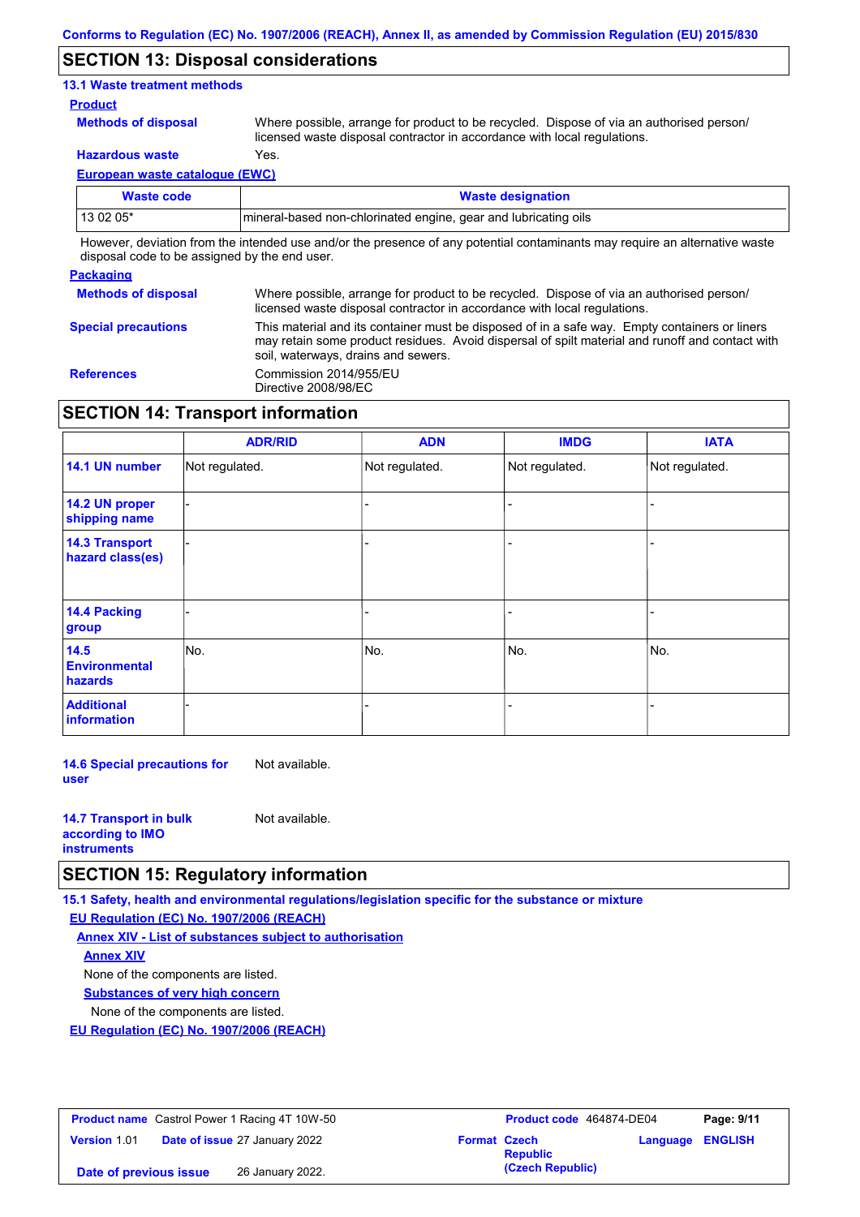## SECTION 13: Disposal considerations

### 13.1 Waste treatment methods

**Product**

**Methods of disposal** Where possible, arrange for product to be recycled. Dispose of via an authorised person/ licensed waste disposal contractor in accordance with local regulations.

**Hazardous waste** Yes.

**European waste catalogue (EWC)**

| Waste code | Waste designation |
| --- | --- |
| 13 02 05* | mineral-based non-chlorinated engine, gear and lubricating oils |

However, deviation from the intended use and/or the presence of any potential contaminants may require an alternative waste disposal code to be assigned by the end user.

**Packaging**

**Methods of disposal** Where possible, arrange for product to be recycled. Dispose of via an authorised person/ licensed waste disposal contractor in accordance with local regulations.

**Special precautions** This material and its container must be disposed of in a safe way. Empty containers or liners may retain some product residues. Avoid dispersal of spilt material and runoff and contact with soil, waterways, drains and sewers.

**References** Commission 2014/955/EU
Directive 2008/98/EC

## SECTION 14: Transport information

| | ADR/RID | ADN | IMDG | IATA |
| --- | --- | --- | --- | --- |
| **14.1 UN number** | Not regulated. | Not regulated. | Not regulated. | Not regulated. |
| **14.2 UN proper shipping name** | - | - | - | - |
| **14.3 Transport hazard class(es)** | - | - | - | - |
| **14.4 Packing group** | - | - | - | - |
| **14.5 Environmental hazards** | No. | No. | No. | No. |
| **Additional information** | - | - | - | - |

**14.6 Special precautions for user** Not available.

**14.7 Transport in bulk according to IMO instruments** Not available.

## SECTION 15: Regulatory information

### 15.1 Safety, health and environmental regulations/legislation specific for the substance or mixture

**EU Regulation (EC) No. 1907/2006 (REACH)**

**Annex XIV - List of substances subject to authorisation**

**Annex XIV**

None of the components are listed.

**Substances of very high concern**

None of the components are listed.

**EU Regulation (EC) No. 1907/2006 (REACH)**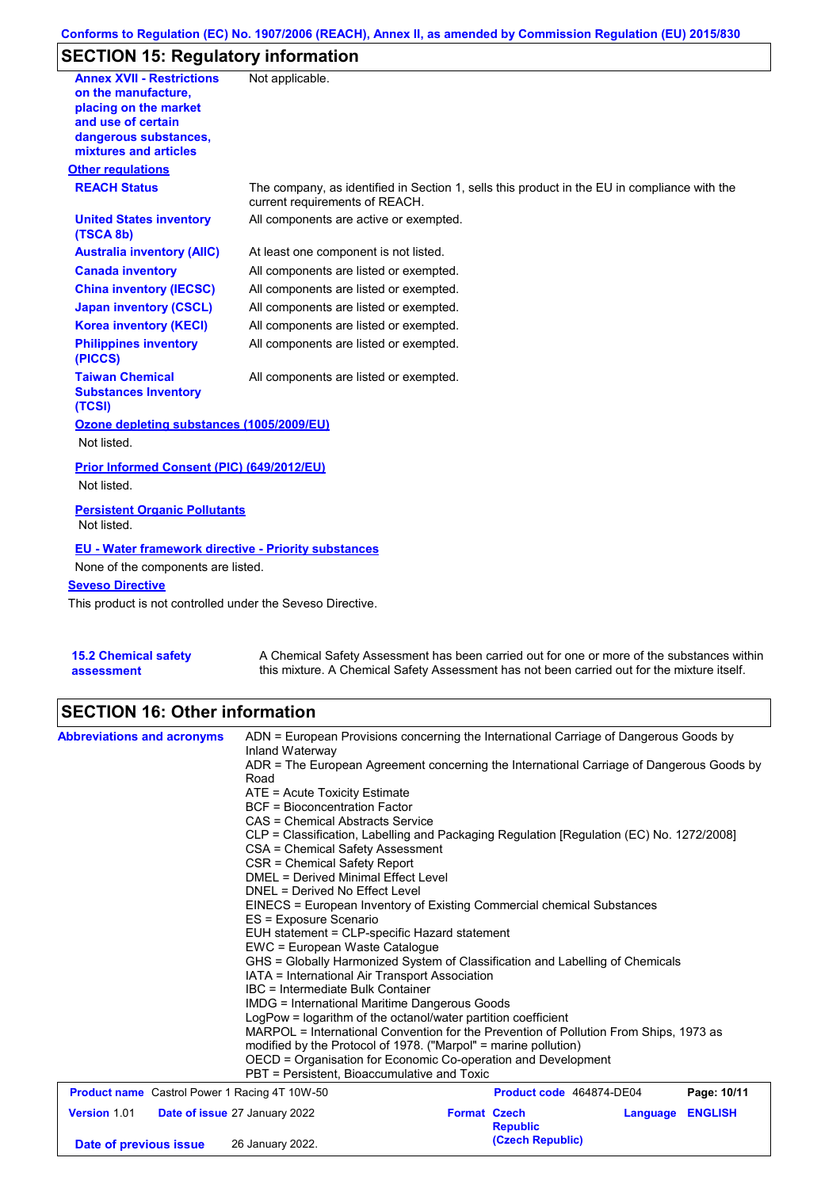## SECTION 15: Regulatory information

| | |
|---|---|
| **Annex XVII - Restrictions on the manufacture, placing on the market and use of certain dangerous substances, mixtures and articles** | Not applicable. |

**Other regulations**

| | |
|---|---|
| **REACH Status** | The company, as identified in Section 1, sells this product in the EU in compliance with the current requirements of REACH. |
| **United States inventory (TSCA 8b)** | All components are active or exempted. |
| **Australia inventory (AIIC)** | At least one component is not listed. |
| **Canada inventory** | All components are listed or exempted. |
| **China inventory (IECSC)** | All components are listed or exempted. |
| **Japan inventory (CSCL)** | All components are listed or exempted. |
| **Korea inventory (KECI)** | All components are listed or exempted. |
| **Philippines inventory (PICCS)** | All components are listed or exempted. |
| **Taiwan Chemical Substances Inventory (TCSI)** | All components are listed or exempted. |

**Ozone depleting substances (1005/2009/EU)**

Not listed.

**Prior Informed Consent (PIC) (649/2012/EU)**

Not listed.

**Persistent Organic Pollutants**

Not listed.

**EU - Water framework directive - Priority substances**

None of the components are listed.

**Seveso Directive**

This product is not controlled under the Seveso Directive.

| | |
|---|---|
| **15.2 Chemical safety assessment** | A Chemical Safety Assessment has been carried out for one or more of the substances within this mixture. A Chemical Safety Assessment has not been carried out for the mixture itself. |

## SECTION 16: Other information

**Abbreviations and acronyms**

ADN = European Provisions concerning the International Carriage of Dangerous Goods by Inland Waterway
ADR = The European Agreement concerning the International Carriage of Dangerous Goods by Road
ATE = Acute Toxicity Estimate
BCF = Bioconcentration Factor
CAS = Chemical Abstracts Service
CLP = Classification, Labelling and Packaging Regulation [Regulation (EC) No. 1272/2008]
CSA = Chemical Safety Assessment
CSR = Chemical Safety Report
DMEL = Derived Minimal Effect Level
DNEL = Derived No Effect Level
EINECS = European Inventory of Existing Commercial chemical Substances
ES = Exposure Scenario
EUH statement = CLP-specific Hazard statement
EWC = European Waste Catalogue
GHS = Globally Harmonized System of Classification and Labelling of Chemicals
IATA = International Air Transport Association
IBC = Intermediate Bulk Container
IMDG = International Maritime Dangerous Goods
LogPow = logarithm of the octanol/water partition coefficient
MARPOL = International Convention for the Prevention of Pollution From Ships, 1973 as modified by the Protocol of 1978. ("Marpol" = marine pollution)
OECD = Organisation for Economic Co-operation and Development
PBT = Persistent, Bioaccumulative and Toxic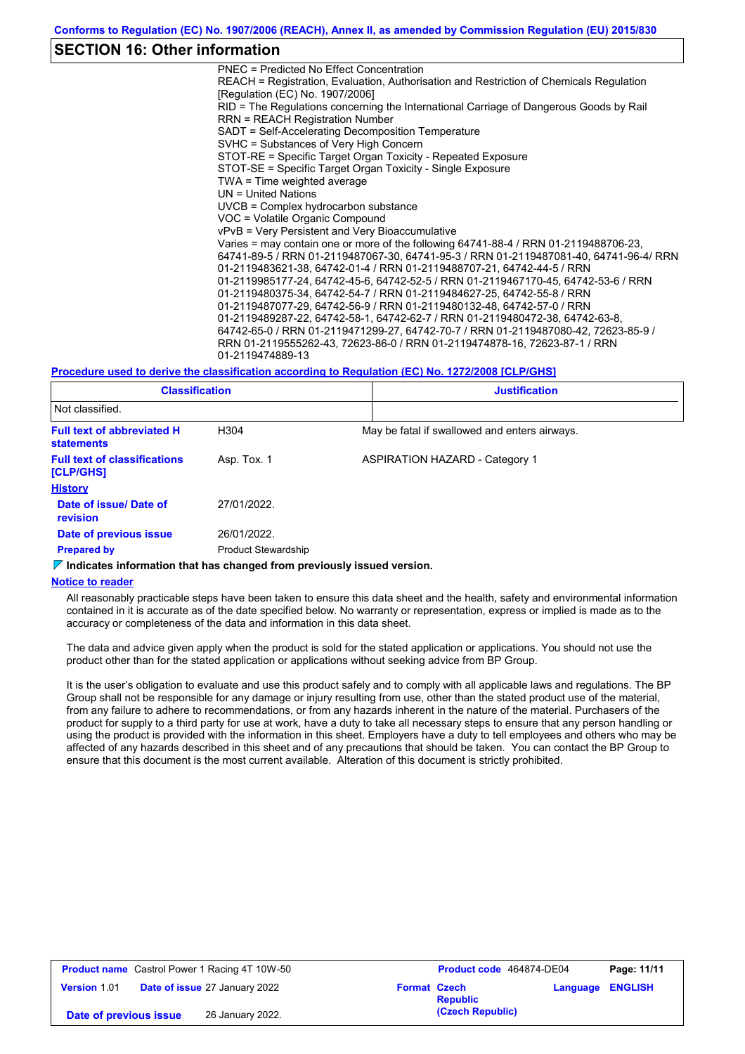## SECTION 16: Other information

PNEC = Predicted No Effect Concentration
REACH = Registration, Evaluation, Authorisation and Restriction of Chemicals Regulation [Regulation (EC) No. 1907/2006]
RID = The Regulations concerning the International Carriage of Dangerous Goods by Rail
RRN = REACH Registration Number
SADT = Self-Accelerating Decomposition Temperature
SVHC = Substances of Very High Concern
STOT-RE = Specific Target Organ Toxicity - Repeated Exposure
STOT-SE = Specific Target Organ Toxicity - Single Exposure
TWA = Time weighted average
UN = United Nations
UVCB = Complex hydrocarbon substance
VOC = Volatile Organic Compound
vPvB = Very Persistent and Very Bioaccumulative
Varies = may contain one or more of the following 64741-88-4 / RRN 01-2119488706-23, 64741-89-5 / RRN 01-2119487067-30, 64741-95-3 / RRN 01-2119487081-40, 64741-96-4/ RRN 01-2119483621-38, 64742-01-4 / RRN 01-2119488707-21, 64742-44-5 / RRN 01-2119985177-24, 64742-45-6, 64742-52-5 / RRN 01-2119467170-45, 64742-53-6 / RRN 01-2119480375-34, 64742-54-7 / RRN 01-2119484627-25, 64742-55-8 / RRN 01-2119487077-29, 64742-56-9 / RRN 01-2119480132-48, 64742-57-0 / RRN 01-2119489287-22, 64742-58-1, 64742-62-7 / RRN 01-2119480472-38, 64742-63-8, 64742-65-0 / RRN 01-2119471299-27, 64742-70-7 / RRN 01-2119487080-42, 72623-85-9 / RRN 01-2119555262-43, 72623-86-0 / RRN 01-2119474878-16, 72623-87-1 / RRN 01-2119474889-13

**Procedure used to derive the classification according to Regulation (EC) No. 1272/2008 [CLP/GHS]**

| Classification | Justification |
|---|---|
| Not classified. | |

**Full text of abbreviated H statements**: H304 — May be fatal if swallowed and enters airways.

**Full text of classifications [CLP/GHS]**: Asp. Tox. 1 — ASPIRATION HAZARD - Category 1

**History**

**Date of issue/ Date of revision**: 27/01/2022.

**Date of previous issue**: 26/01/2022.

**Prepared by**: Product Stewardship

**Indicates information that has changed from previously issued version.**

**Notice to reader**

All reasonably practicable steps have been taken to ensure this data sheet and the health, safety and environmental information contained in it is accurate as of the date specified below. No warranty or representation, express or implied is made as to the accuracy or completeness of the data and information in this data sheet.

The data and advice given apply when the product is sold for the stated application or applications. You should not use the product other than for the stated application or applications without seeking advice from BP Group.

It is the user's obligation to evaluate and use this product safely and to comply with all applicable laws and regulations. The BP Group shall not be responsible for any damage or injury resulting from use, other than the stated product use of the material, from any failure to adhere to recommendations, or from any hazards inherent in the nature of the material. Purchasers of the product for supply to a third party for use at work, have a duty to take all necessary steps to ensure that any person handling or using the product is provided with the information in this sheet. Employers have a duty to tell employees and others who may be affected of any hazards described in this sheet and of any precautions that should be taken. You can contact the BP Group to ensure that this document is the most current available. Alteration of this document is strictly prohibited.